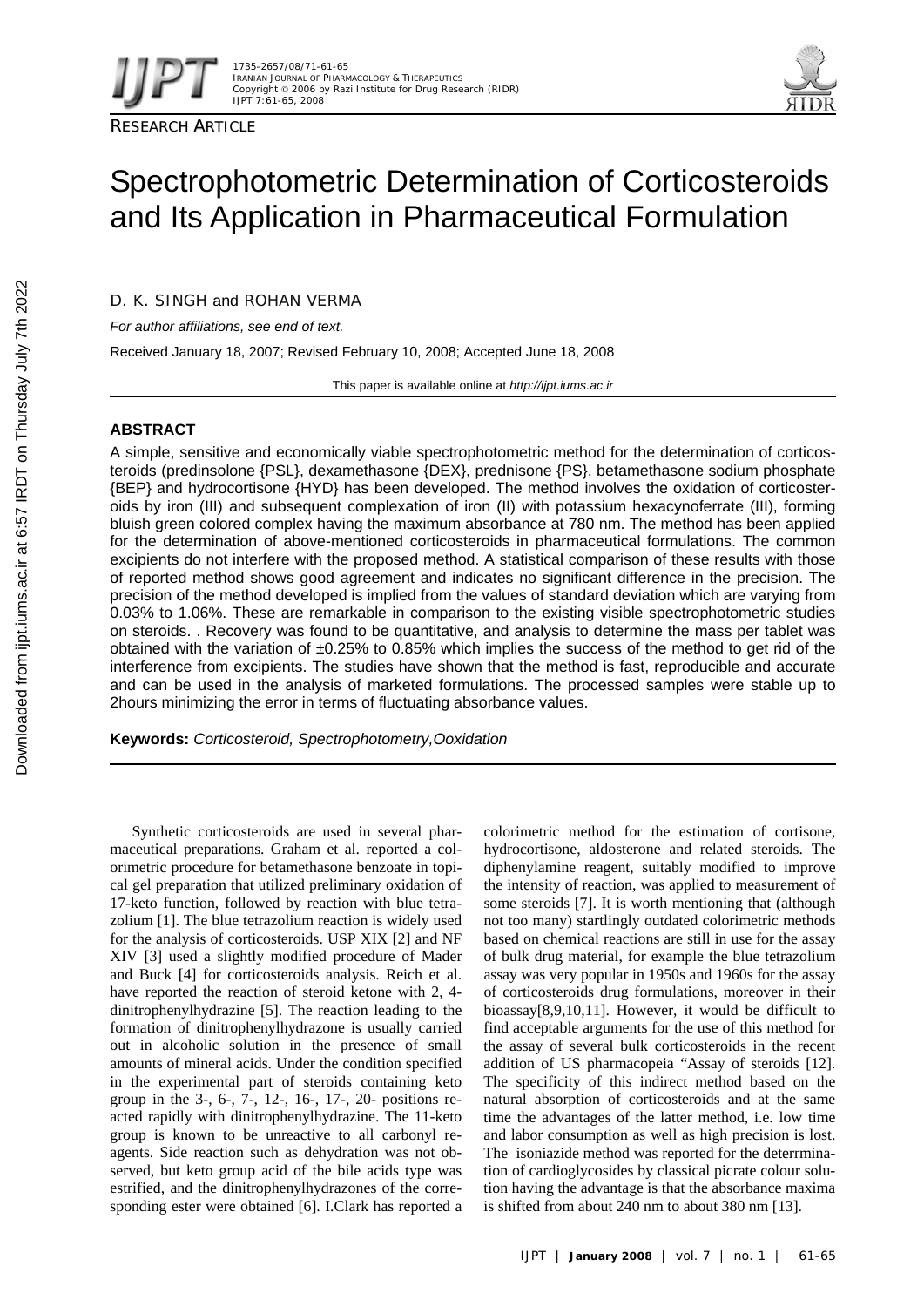RESEARCH ARTICLE

# Spectrophotometric Determination of Corticosteroids and Its Application in Pharmaceutical Formulation

D. K. SINGH and ROHAN VERMA

*For author affiliations, see end of text.*

Received January 18, 2007; Revised February 10, 2008; Accepted June 18, 2008

This paper is available online at *http://ijpt.iums.ac.ir*

## ABSTRACT

A simple, sensitive and economically viable spectrophotometric method for the determination of corticosteroids (predinsolone {PSL}, dexamethasone {DEX}, prednisone {PS}, betamethasone sodium phosphate {BEP} and hydrocortisone {HYD} has been developed. The method involves the oxidation of corticosteroids by iron (III) and subsequent complexation of iron (II) with potassium hexacynoferrate (III), forming bluish green colored complex having the maximum absorbance at 780 nm. The method has been applied for the determination of above-mentioned corticosteroids in pharmaceutical formulations. The common excipients do not interfere with the proposed method. A statistical comparison of these results with those of reported method shows good agreement and indicates no significant difference in the precision. The precision of the method developed is implied from the values of standard deviation which are varying from 0.03% to 1.06%. These are remarkable in comparison to the existing visible spectrophotometric studies on steroids. . Recovery was found to be quantitative, and analysis to determine the mass per tablet was obtained with the variation of ±0.25% to 0.85% which implies the success of the method to get rid of the interference from excipients. The studies have shown that the method is fast, reproducible and accurate and can be used in the analysis of marketed formulations. The processed samples were stable up to 2hours minimizing the error in terms of fluctuating absorbance values.

**Keywords:** *Corticosteroid, Spectrophotometry,Ooxidation*

Synthetic corticosteroids are used in several pharmaceutical preparations. Graham et al. reported a colorimetric procedure for betamethasone benzoate in topical gel preparation that utilized preliminary oxidation of 17-keto function, followed by reaction with blue tetrazolium [1]. The blue tetrazolium reaction is widely used for the analysis of corticosteroids. USP XIX [2] and NF XIV [3] used a slightly modified procedure of Mader and Buck [4] for corticosteroids analysis. Reich et al. have reported the reaction of steroid ketone with 2, 4-dinitrophenylhydrazine [5]. The reaction leading to the formation of dinitrophenylhydrazone is usually carried out in alcoholic solution in the presence of small amounts of mineral acids. Under the condition specified in the experimental part of steroids containing keto group in the 3-, 6-, 7-, 12-, 16-, 17-, 20- positions reacted rapidly with dinitrophenylhydrazine. The 11-keto group is known to be unreactive to all carbonyl reagents. Side reaction such as dehydration was not observed, but keto group acid of the bile acids type was estrified, and the dinitrophenylhydrazones of the corresponding ester were obtained [6]. I.Clark has reported a colorimetric method for the estimation of cortisone, hydrocortisone, aldosterone and related steroids. The diphenylamine reagent, suitably modified to improve the intensity of reaction, was applied to measurement of some steroids [7]. It is worth mentioning that (although not too many) startlingly outdated colorimetric methods based on chemical reactions are still in use for the assay of bulk drug material, for example the blue tetrazolium assay was very popular in 1950s and 1960s for the assay of corticosteroids drug formulations, moreover in their bioassay[8,9,10,11]. However, it would be difficult to find acceptable arguments for the use of this method for the assay of several bulk corticosteroids in the recent addition of US pharmacopeia "Assay of steroids [12]. The specificity of this indirect method based on the natural absorption of corticosteroids and at the same time the advantages of the latter method, i.e. low time and labor consumption as well as high precision is lost. The isoniazide method was reported for the deterrmination of cardioglycosides by classical picrate colour solution having the advantage is that the absorbance maxima is shifted from about 240 nm to about 380 nm [13].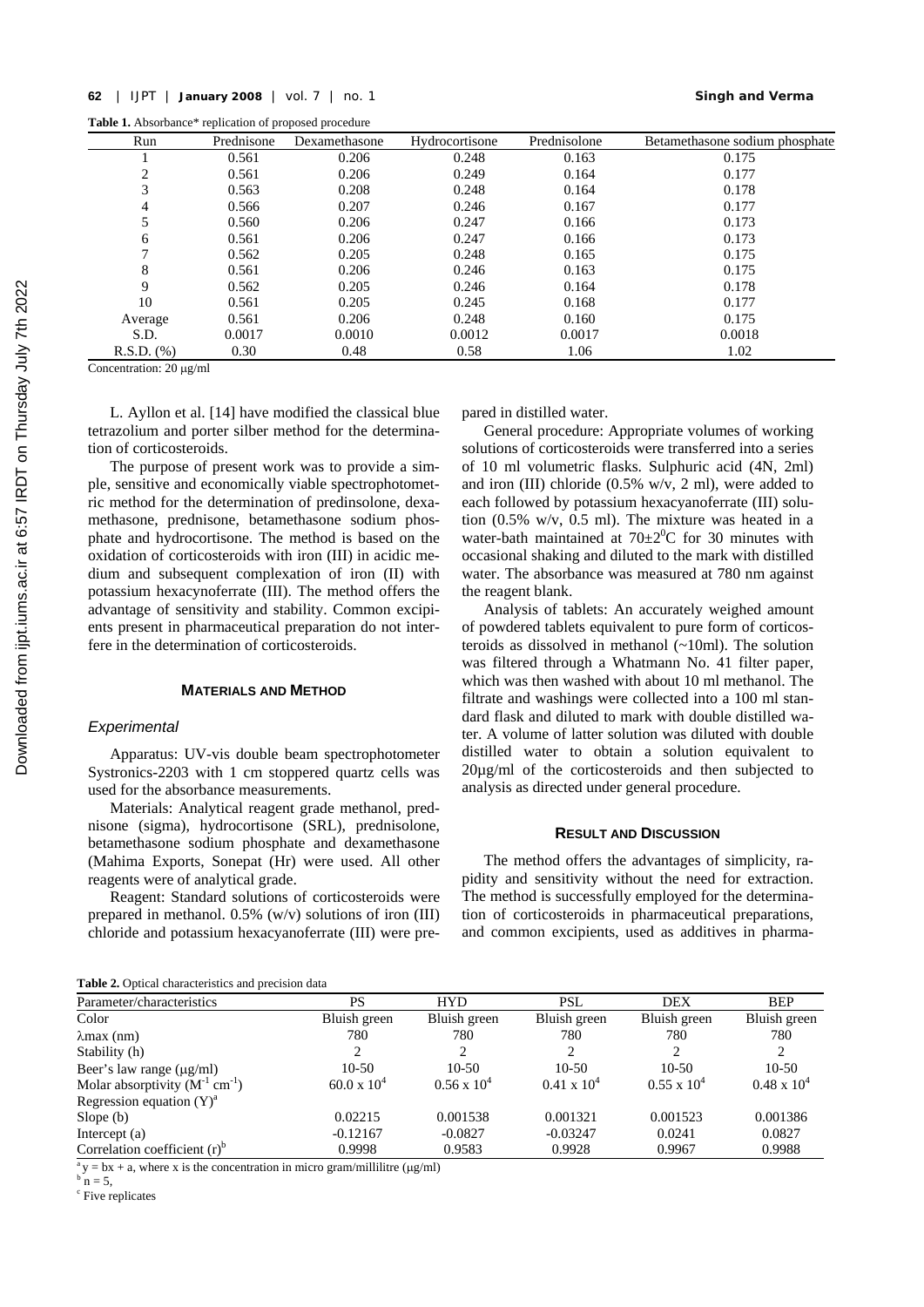**Table 1.** Absorbance* replication of proposed procedure

| Run | Prednisone | Dexamethasone | Hydrocortisone | Prednisolone | Betamethasone sodium phosphate |
|---|---|---|---|---|---|
| 1 | 0.561 | 0.206 | 0.248 | 0.163 | 0.175 |
| 2 | 0.561 | 0.206 | 0.249 | 0.164 | 0.177 |
| 3 | 0.563 | 0.208 | 0.248 | 0.164 | 0.178 |
| 4 | 0.566 | 0.207 | 0.246 | 0.167 | 0.177 |
| 5 | 0.560 | 0.206 | 0.247 | 0.166 | 0.173 |
| 6 | 0.561 | 0.206 | 0.247 | 0.166 | 0.173 |
| 7 | 0.562 | 0.205 | 0.248 | 0.165 | 0.175 |
| 8 | 0.561 | 0.206 | 0.246 | 0.163 | 0.175 |
| 9 | 0.562 | 0.205 | 0.246 | 0.164 | 0.178 |
| 10 | 0.561 | 0.205 | 0.245 | 0.168 | 0.177 |
| Average | 0.561 | 0.206 | 0.248 | 0.160 | 0.175 |
| S.D. | 0.0017 | 0.0010 | 0.0012 | 0.0017 | 0.0018 |
| R.S.D. (%) | 0.30 | 0.48 | 0.58 | 1.06 | 1.02 |

Concentration: 20 μg/ml

L. Ayllon et al. [14] have modified the classical blue tetrazolium and porter silber method for the determination of corticosteroids.

The purpose of present work was to provide a simple, sensitive and economically viable spectrophotometric method for the determination of predinsolone, dexamethasone, prednisone, betamethasone sodium phosphate and hydrocortisone. The method is based on the oxidation of corticosteroids with iron (III) in acidic medium and subsequent complexation of iron (II) with potassium hexacynoferrate (III). The method offers the advantage of sensitivity and stability. Common excipients present in pharmaceutical preparation do not interfere in the determination of corticosteroids.

## MATERIALS AND METHOD

### *Experimental*

Apparatus: UV-vis double beam spectrophotometer Systronics-2203 with 1 cm stoppered quartz cells was used for the absorbance measurements.

Materials: Analytical reagent grade methanol, prednisone (sigma), hydrocortisone (SRL), prednisolone, betamethasone sodium phosphate and dexamethasone (Mahima Exports, Sonepat (Hr) were used. All other reagents were of analytical grade.

Reagent: Standard solutions of corticosteroids were prepared in methanol. 0.5% (w/v) solutions of iron (III) chloride and potassium hexacyanoferrate (III) were prepared in distilled water.

General procedure: Appropriate volumes of working solutions of corticosteroids were transferred into a series of 10 ml volumetric flasks. Sulphuric acid (4N, 2ml) and iron (III) chloride (0.5% w/v, 2 ml), were added to each followed by potassium hexacyanoferrate (III) solution (0.5% w/v, 0.5 ml). The mixture was heated in a water-bath maintained at $70\pm2^0$C for 30 minutes with occasional shaking and diluted to the mark with distilled water. The absorbance was measured at 780 nm against the reagent blank.

Analysis of tablets: An accurately weighed amount of powdered tablets equivalent to pure form of corticosteroids as dissolved in methanol (~10ml). The solution was filtered through a Whatmann No. 41 filter paper, which was then washed with about 10 ml methanol. The filtrate and washings were collected into a 100 ml standard flask and diluted to mark with double distilled water. A volume of latter solution was diluted with double distilled water to obtain a solution equivalent to 20μg/ml of the corticosteroids and then subjected to analysis as directed under general procedure.

## RESULT AND DISCUSSION

The method offers the advantages of simplicity, rapidity and sensitivity without the need for extraction. The method is successfully employed for the determination of corticosteroids in pharmaceutical preparations, and common excipients, used as additives in pharma-

**Table 2.** Optical characteristics and precision data

| Parameter/characteristics | PS | HYD | PSL | DEX | BEP |
|---|---|---|---|---|---|
| Color | Bluish green | Bluish green | Bluish green | Bluish green | Bluish green |
| λmax (nm) | 780 | 780 | 780 | 780 | 780 |
| Stability (h) | 2 | 2 | 2 | 2 | 2 |
| Beer's law range (μg/ml) | 10-50 | 10-50 | 10-50 | 10-50 | 10-50 |
| Molar absorptivity ($M^{-1}$ $cm^{-1}$) | $60.0 \times 10^4$ | $0.56 \times 10^4$ | $0.41 \times 10^4$ | $0.55 \times 10^4$ | $0.48 \times 10^4$ |
| Regression equation (Y)[a] | | | | | |
| Slope (b) | 0.02215 | 0.001538 | 0.001321 | 0.001523 | 0.001386 |
| Intercept (a) | -0.12167 | -0.0827 | -0.03247 | 0.0241 | 0.0827 |
| Correlation coefficient (r)[b] | 0.9998 | 0.9583 | 0.9928 | 0.9967 | 0.9988 |

[a] y = bx + a, where x is the concentration in micro gram/millilitre (μg/ml)
[b] n = 5,
[c] Five replicates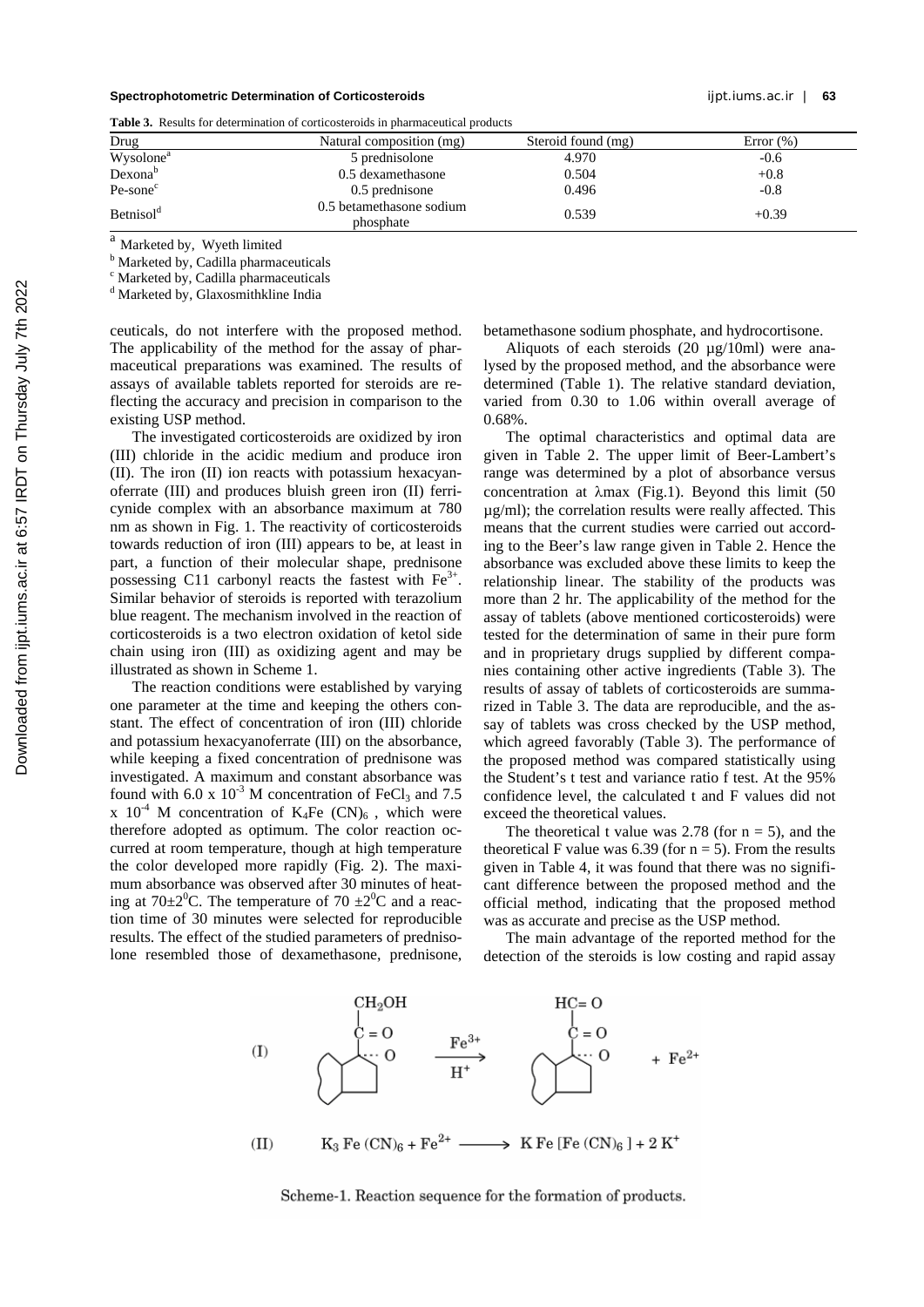**Table 3.** Results for determination of corticosteroids in pharmaceutical products

| Drug | Natural composition (mg) | Steroid found (mg) | Error (%) |
|---|---|---|---|
| Wysolone[a] | 5 prednisolone | 4.970 | -0.6 |
| Dexona[b] | 0.5 dexamethasone | 0.504 | +0.8 |
| Pe-sone[c] | 0.5 prednisone | 0.496 | -0.8 |
| Betnisol[d] | 0.5 betamethasone sodium phosphate | 0.539 | +0.39 |

[a] Marketed by, Wyeth limited
[b] Marketed by, Cadilla pharmaceuticals
[c] Marketed by, Cadilla pharmaceuticals
[d] Marketed by, Glaxosmithkline India

ceuticals, do not interfere with the proposed method. The applicability of the method for the assay of pharmaceutical preparations was examined. The results of assays of available tablets reported for steroids are reflecting the accuracy and precision in comparison to the existing USP method.

The investigated corticosteroids are oxidized by iron (III) chloride in the acidic medium and produce iron (II). The iron (II) ion reacts with potassium hexacyanoferrate (III) and produces bluish green iron (II) ferricynide complex with an absorbance maximum at 780 nm as shown in Fig. 1. The reactivity of corticosteroids towards reduction of iron (III) appears to be, at least in part, a function of their molecular shape, prednisone possessing C11 carbonyl reacts the fastest with $Fe^{3+}$. Similar behavior of steroids is reported with terazolium blue reagent. The mechanism involved in the reaction of corticosteroids is a two electron oxidation of ketol side chain using iron (III) as oxidizing agent and may be illustrated as shown in Scheme 1.

The reaction conditions were established by varying one parameter at the time and keeping the others constant. The effect of concentration of iron (III) chloride and potassium hexacyanoferrate (III) on the absorbance, while keeping a fixed concentration of prednisone was investigated. A maximum and constant absorbance was found with $6.0 \times 10^{-3}$ M concentration of $FeCl_3$ and $7.5 \times 10^{-4}$ M concentration of $K_4Fe(CN)_6$, which were therefore adopted as optimum. The color reaction occurred at room temperature, though at high temperature the color developed more rapidly (Fig. 2). The maximum absorbance was observed after 30 minutes of heating at $70\pm2^0$C. The temperature of 70 $\pm2^0$C and a reaction time of 30 minutes were selected for reproducible results. The effect of the studied parameters of prednisolone resembled those of dexamethasone, prednisone, betamethasone sodium phosphate, and hydrocortisone.

Aliquots of each steroids (20 µg/10ml) were analysed by the proposed method, and the absorbance were determined (Table 1). The relative standard deviation, varied from 0.30 to 1.06 within overall average of 0.68%.

The optimal characteristics and optimal data are given in Table 2. The upper limit of Beer-Lambert's range was determined by a plot of absorbance versus concentration at λmax (Fig.1). Beyond this limit (50 µg/ml); the correlation results were really affected. This means that the current studies were carried out according to the Beer's law range given in Table 2. Hence the absorbance was excluded above these limits to keep the relationship linear. The stability of the products was more than 2 hr. The applicability of the method for the assay of tablets (above mentioned corticosteroids) were tested for the determination of same in their pure form and in proprietary drugs supplied by different companies containing other active ingredients (Table 3). The results of assay of tablets of corticosteroids are summarized in Table 3. The data are reproducible, and the assay of tablets was cross checked by the USP method, which agreed favorably (Table 3). The performance of the proposed method was compared statistically using the Student's t test and variance ratio f test. At the 95% confidence level, the calculated t and F values did not exceed the theoretical values.

The theoretical t value was 2.78 (for n = 5), and the theoretical F value was 6.39 (for n = 5). From the results given in Table 4, it was found that there was no significant difference between the proposed method and the official method, indicating that the proposed method was as accurate and precise as the USP method.

The main advantage of the reported method for the detection of the steroids is low costing and rapid assay

(I) Steroid–$C(=O)CH_2OH$ $\xrightarrow[H^+]{Fe^{3+}}$ Steroid–$C(=O)HC{=}O$ + $Fe^{2+}$

$$\text{(II)} \quad K_3Fe(CN)_6 + Fe^{2+} \longrightarrow KFe[Fe(CN)_6] + 2K^+$$

Scheme-1. Reaction sequence for the formation of products.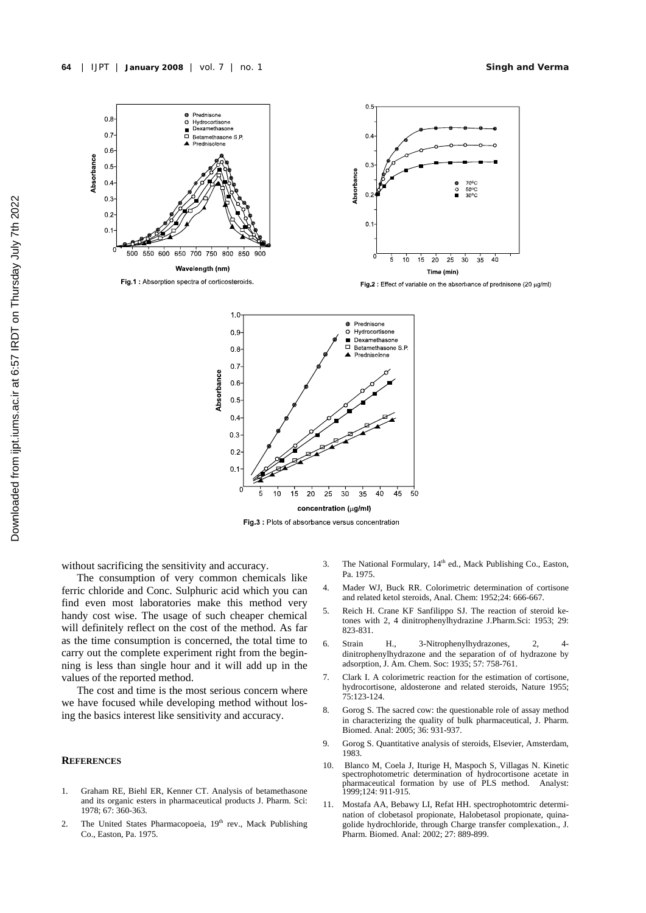Fig.1 : Absorption spectra of corticosteroids.

Fig.2 : Effect of variable on the absorbance of prednisone (20 μg/ml)

Fig.3 : Plots of absorbance versus concentration

without sacrificing the sensitivity and accuracy.

The consumption of very common chemicals like ferric chloride and Conc. Sulphuric acid which you can find even most laboratories make this method very handy cost wise. The usage of such cheaper chemical will definitely reflect on the cost of the method. As far as the time consumption is concerned, the total time to carry out the complete experiment right from the beginning is less than single hour and it will add up in the values of the reported method.

The cost and time is the most serious concern where we have focused while developing method without losing the basics interest like sensitivity and accuracy.

## REFERENCES

1. Graham RE, Biehl ER, Kenner CT. Analysis of betamethasone and its organic esters in pharmaceutical products J. Pharm. Sci: 1978; 67: 360-363.
2. The United States Pharmacopoeia, 19th rev., Mack Publishing Co., Easton, Pa. 1975.
3. The National Formulary, 14th ed., Mack Publishing Co., Easton, Pa. 1975.
4. Mader WJ, Buck RR. Colorimetric determination of cortisone and related ketol steroids, Anal. Chem: 1952;24: 666-667.
5. Reich H. Crane KF Sanfilippo SJ. The reaction of steroid ketones with 2, 4 dinitrophenylhydrazine J.Pharm.Sci: 1953; 29: 823-831.
6. Strain H., 3-Nitrophenylhydrazones, 2, 4-dinitrophenylhydrazone and the separation of of hydrazone by adsorption, J. Am. Chem. Soc: 1935; 57: 758-761.
7. Clark I. A colorimetric reaction for the estimation of cortisone, hydrocortisone, aldosterone and related steroids, Nature 1955; 75:123-124.
8. Gorog S. The sacred cow: the questionable role of assay method in characterizing the quality of bulk pharmaceutical, J. Pharm. Biomed. Anal: 2005; 36: 931-937.
9. Gorog S. Quantitative analysis of steroids, Elsevier, Amsterdam, 1983.
10. Blanco M, Coela J, Iturige H, Maspoch S, Villagas N. Kinetic spectrophotometric determination of hydrocortisone acetate in pharmaceutical formation by use of PLS method. Analyst: 1999;124: 911-915.
11. Mostafa AA, Bebawy LI, Refat HH. spectrophotomtric determination of clobetasol propionate, Halobetasol propionate, quinagolide hydrochloride, through Charge transfer complexation., J. Pharm. Biomed. Anal: 2002; 27: 889-899.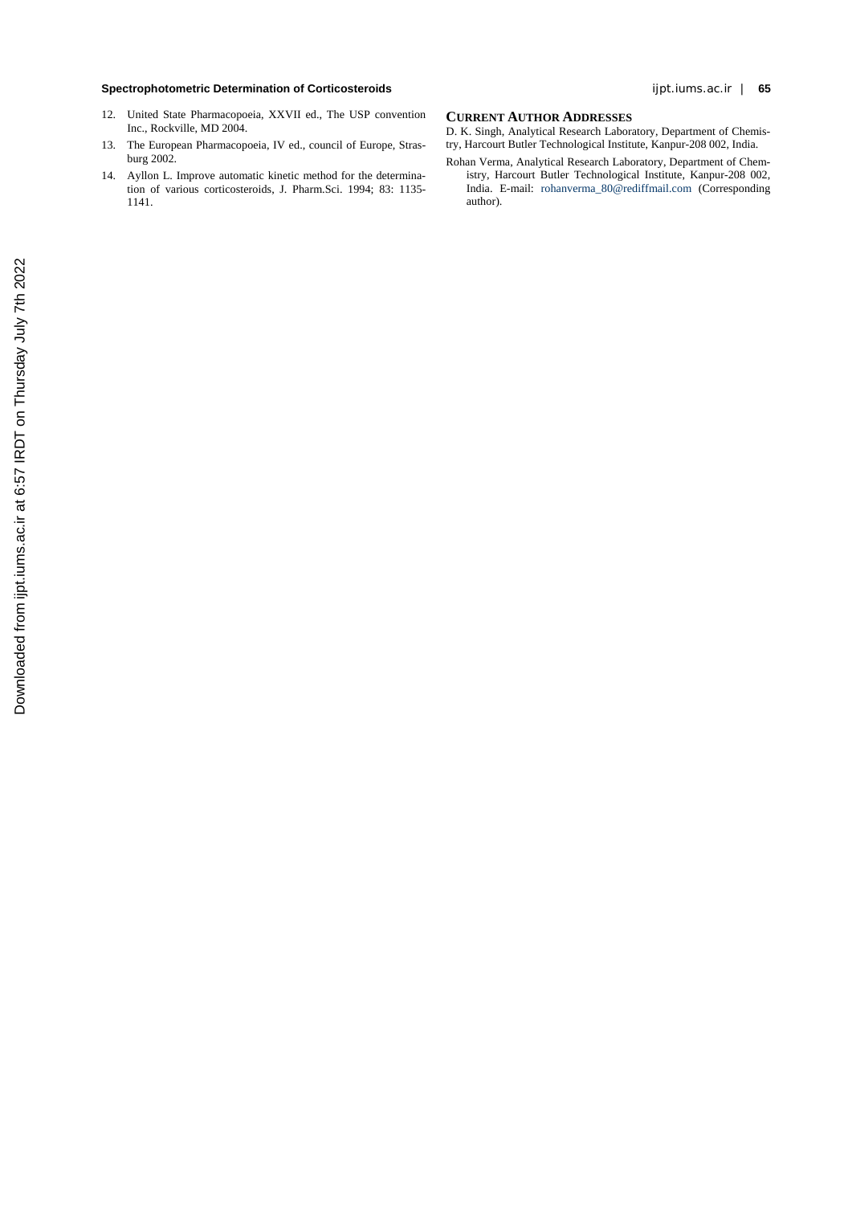12. United State Pharmacopoeia, XXVII ed., The USP convention Inc., Rockville, MD 2004.
13. The European Pharmacopoeia, IV ed., council of Europe, Strasburg 2002.
14. Ayllon L. Improve automatic kinetic method for the determination of various corticosteroids, J. Pharm.Sci. 1994; 83: 1135-1141.

## CURRENT AUTHOR ADDRESSES

D. K. Singh, Analytical Research Laboratory, Department of Chemistry, Harcourt Butler Technological Institute, Kanpur-208 002, India.

Rohan Verma, Analytical Research Laboratory, Department of Chemistry, Harcourt Butler Technological Institute, Kanpur-208 002, India. E-mail: rohanverma_80@rediffmail.com (Corresponding author).